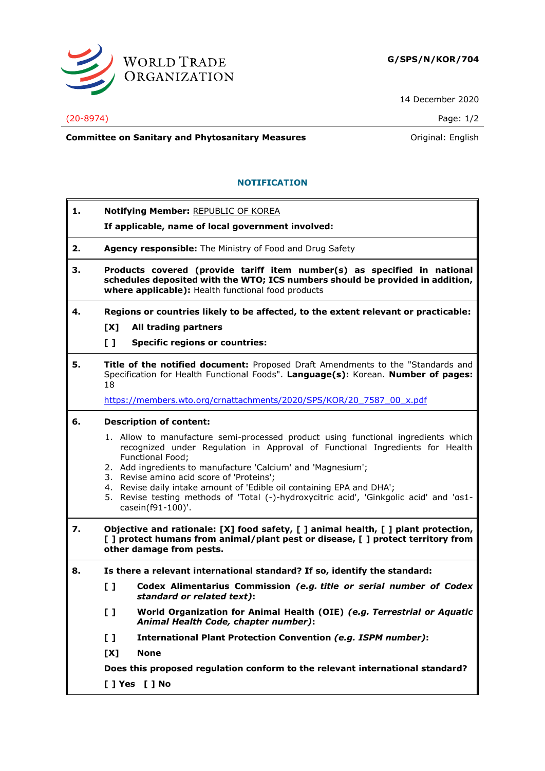**G/SPS/N/KOR/704**

14 December 2020

(20-8974)

**Committee on Sanitary and Phytosanitary Measures**

Original: English

## NOTIFICATION

**1. Notifying Member:** REPUBLIC OF KOREA

**If applicable, name of local government involved:**

**2. Agency responsible:** The Ministry of Food and Drug Safety

**3. Products covered (provide tariff item number(s) as specified in national schedules deposited with the WTO; ICS numbers should be provided in addition, where applicable):** Health functional food products

**4. Regions or countries likely to be affected, to the extent relevant or practicable:**

**[X] All trading partners**

**[ ] Specific regions or countries:**

**5. Title of the notified document:** Proposed Draft Amendments to the "Standards and Specification for Health Functional Foods". **Language(s):** Korean. **Number of pages:** 18

https://members.wto.org/crnattachments/2020/SPS/KOR/20_7587_00_x.pdf

**6. Description of content:**

1. Allow to manufacture semi-processed product using functional ingredients which recognized under Regulation in Approval of Functional Ingredients for Health Functional Food;
2. Add ingredients to manufacture 'Calcium' and 'Magnesium';
3. Revise amino acid score of 'Proteins';
4. Revise daily intake amount of 'Edible oil containing EPA and DHA';
5. Revise testing methods of 'Total (-)-hydroxycitric acid', 'Ginkgolic acid' and 'αs1-casein(f91-100)'.

**7. Objective and rationale: [X] food safety, [ ] animal health, [ ] plant protection, [ ] protect humans from animal/plant pest or disease, [ ] protect territory from other damage from pests.**

**8. Is there a relevant international standard? If so, identify the standard:**

**[ ] Codex Alimentarius Commission *(e.g. title or serial number of Codex standard or related text)*:**

**[ ] World Organization for Animal Health (OIE) *(e.g. Terrestrial or Aquatic Animal Health Code, chapter number)*:**

**[ ] International Plant Protection Convention *(e.g. ISPM number)*:**

**[X] None**

**Does this proposed regulation conform to the relevant international standard?**

**[ ] Yes [ ] No**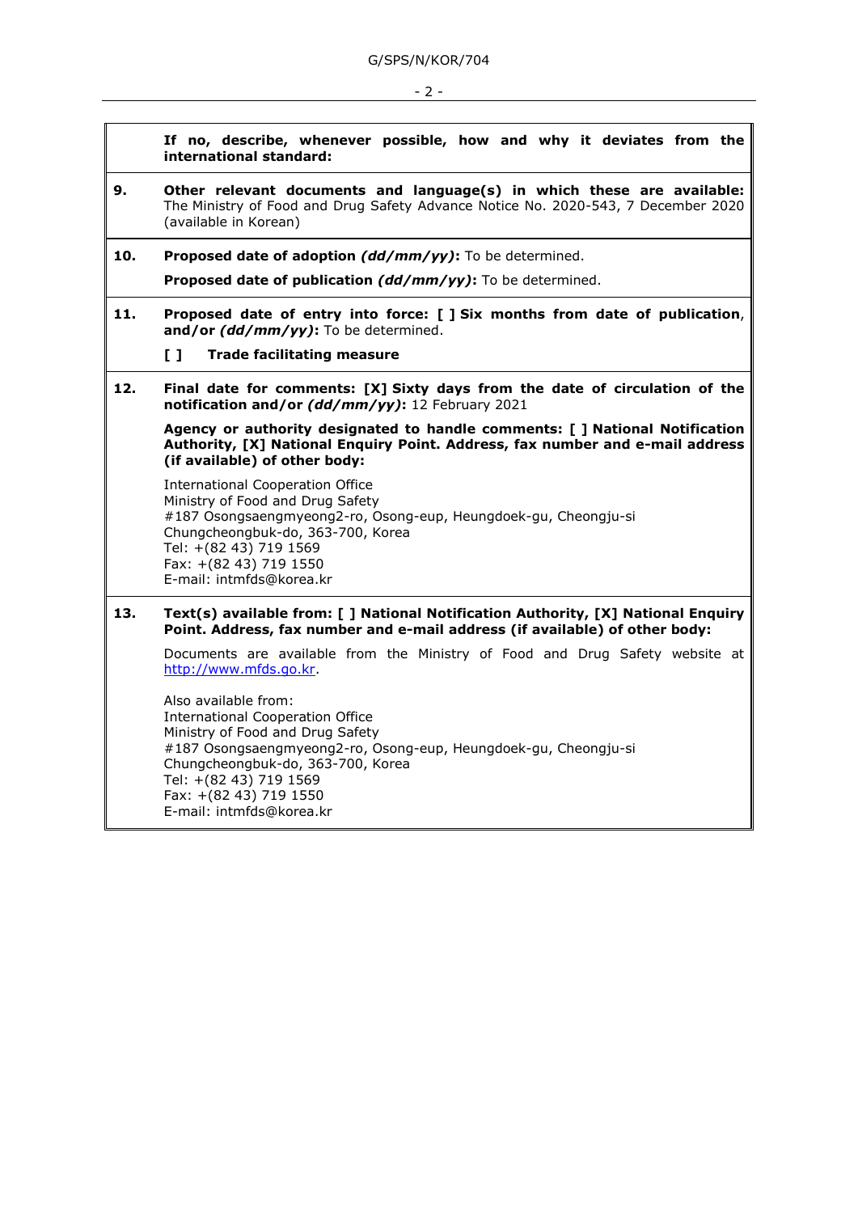**If no, describe, whenever possible, how and why it deviates from the international standard:**

**9. Other relevant documents and language(s) in which these are available:** The Ministry of Food and Drug Safety Advance Notice No. 2020-543, 7 December 2020 (available in Korean)

**10. Proposed date of adoption *(dd/mm/yy)*:** To be determined.

**Proposed date of publication *(dd/mm/yy)*:** To be determined.

**11. Proposed date of entry into force: [ ] Six months from date of publication, and/or *(dd/mm/yy)*:** To be determined.

**[ ] Trade facilitating measure**

**12. Final date for comments: [X] Sixty days from the date of circulation of the notification and/or *(dd/mm/yy)*:** 12 February 2021

**Agency or authority designated to handle comments: [ ] National Notification Authority, [X] National Enquiry Point. Address, fax number and e-mail address (if available) of other body:**

International Cooperation Office
Ministry of Food and Drug Safety
#187 Osongsaengmyeong2-ro, Osong-eup, Heungdoek-gu, Cheongju-si
Chungcheongbuk-do, 363-700, Korea
Tel: +(82 43) 719 1569
Fax: +(82 43) 719 1550
E-mail: intmfds@korea.kr

**13. Text(s) available from: [ ] National Notification Authority, [X] National Enquiry Point. Address, fax number and e-mail address (if available) of other body:**

Documents are available from the Ministry of Food and Drug Safety website at http://www.mfds.go.kr.

Also available from:
International Cooperation Office
Ministry of Food and Drug Safety
#187 Osongsaengmyeong2-ro, Osong-eup, Heungdoek-gu, Cheongju-si
Chungcheongbuk-do, 363-700, Korea
Tel: +(82 43) 719 1569
Fax: +(82 43) 719 1550
E-mail: intmfds@korea.kr